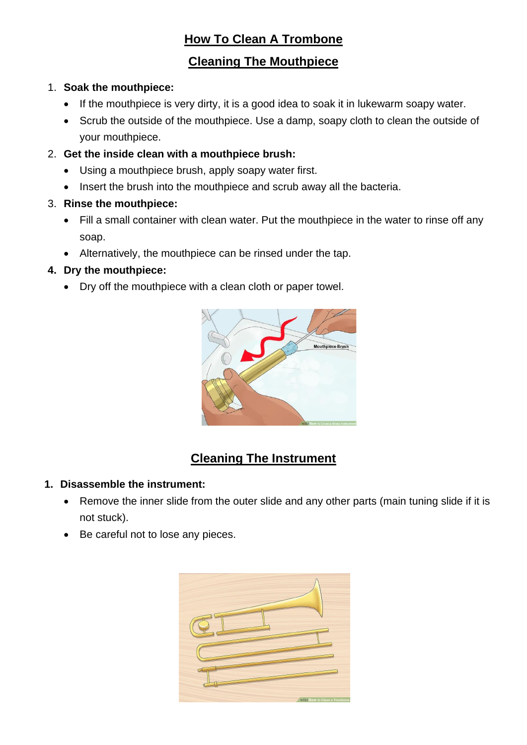# How To Clean A Trombone

## Cleaning The Mouthpiece

1. **Soak the mouthpiece:**
   - If the mouthpiece is very dirty, it is a good idea to soak it in lukewarm soapy water.
   - Scrub the outside of the mouthpiece. Use a damp, soapy cloth to clean the outside of your mouthpiece.
2. **Get the inside clean with a mouthpiece brush:**
   - Using a mouthpiece brush, apply soapy water first.
   - Insert the brush into the mouthpiece and scrub away all the bacteria.
3. **Rinse the mouthpiece:**
   - Fill a small container with clean water. Put the mouthpiece in the water to rinse off any soap.
   - Alternatively, the mouthpiece can be rinsed under the tap.
4. **Dry the mouthpiece:**
   - Dry off the mouthpiece with a clean cloth or paper towel.

## Cleaning The Instrument

1. **Disassemble the instrument:**
   - Remove the inner slide from the outer slide and any other parts (main tuning slide if it is not stuck).
   - Be careful not to lose any pieces.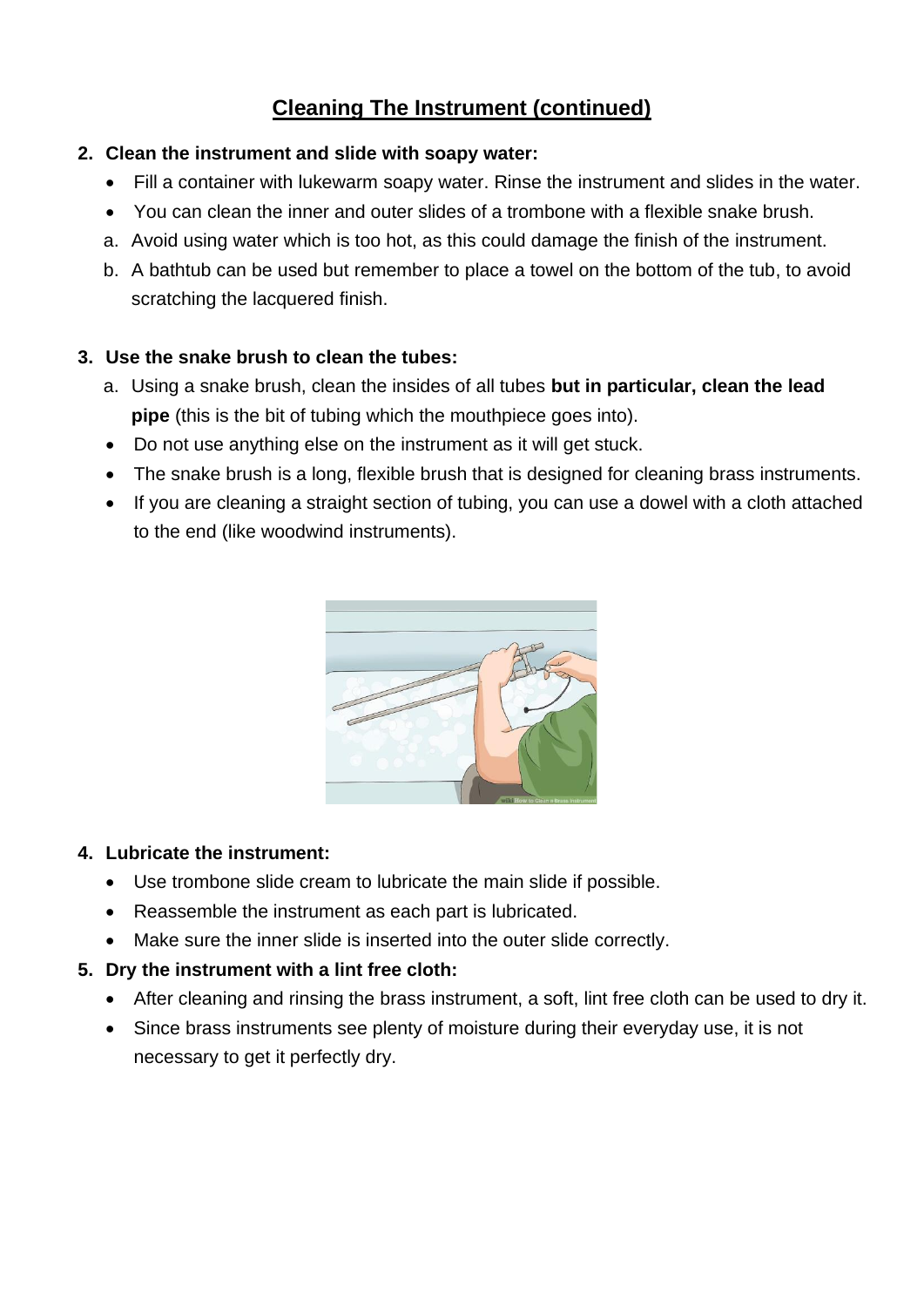## Cleaning The Instrument (continued)

**2. Clean the instrument and slide with soapy water:**

- Fill a container with lukewarm soapy water. Rinse the instrument and slides in the water.
- You can clean the inner and outer slides of a trombone with a flexible snake brush.

a. Avoid using water which is too hot, as this could damage the finish of the instrument.

b. A bathtub can be used but remember to place a towel on the bottom of the tub, to avoid scratching the lacquered finish.

**3. Use the snake brush to clean the tubes:**

a. Using a snake brush, clean the insides of all tubes **but in particular, clean the lead pipe** (this is the bit of tubing which the mouthpiece goes into).

- Do not use anything else on the instrument as it will get stuck.
- The snake brush is a long, flexible brush that is designed for cleaning brass instruments.
- If you are cleaning a straight section of tubing, you can use a dowel with a cloth attached to the end (like woodwind instruments).

**4. Lubricate the instrument:**

- Use trombone slide cream to lubricate the main slide if possible.
- Reassemble the instrument as each part is lubricated.
- Make sure the inner slide is inserted into the outer slide correctly.

**5. Dry the instrument with a lint free cloth:**

- After cleaning and rinsing the brass instrument, a soft, lint free cloth can be used to dry it.
- Since brass instruments see plenty of moisture during their everyday use, it is not necessary to get it perfectly dry.